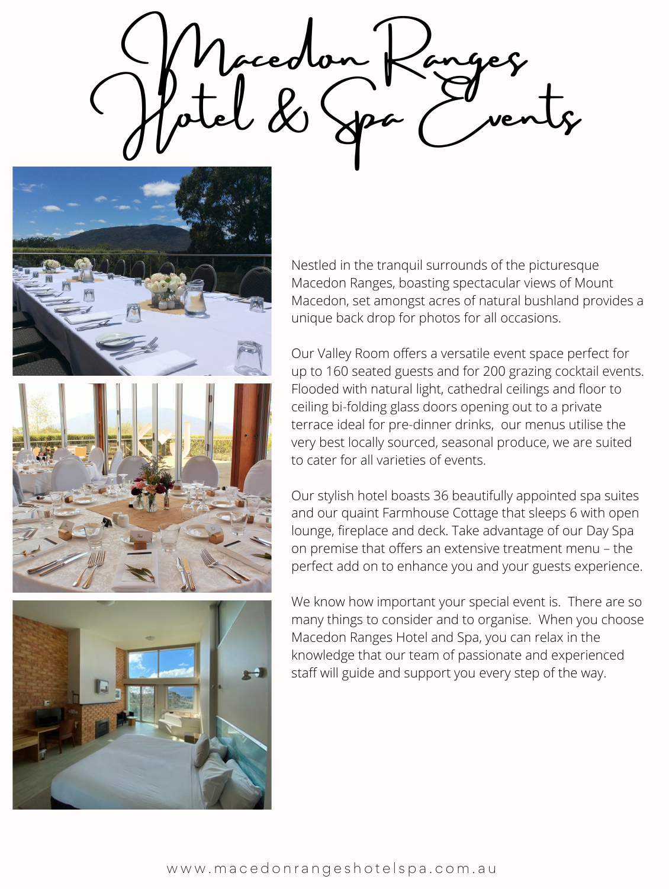# Macedon Ranges Hotel & Spa Events

Nestled in the tranquil surrounds of the picturesque Macedon Ranges, boasting spectacular views of Mount Macedon, set amongst acres of natural bushland provides a unique back drop for photos for all occasions.

Our Valley Room offers a versatile event space perfect for up to 160 seated guests and for 200 grazing cocktail events. Flooded with natural light, cathedral ceilings and floor to ceiling bi-folding glass doors opening out to a private terrace ideal for pre-dinner drinks, our menus utilise the very best locally sourced, seasonal produce, we are suited to cater for all varieties of events.

Our stylish hotel boasts 36 beautifully appointed spa suites and our quaint Farmhouse Cottage that sleeps 6 with open lounge, fireplace and deck. Take advantage of our Day Spa on premise that offers an extensive treatment menu – the perfect add on to enhance you and your guests experience.

We know how important your special event is. There are so many things to consider and to organise. When you choose Macedon Ranges Hotel and Spa, you can relax in the knowledge that our team of passionate and experienced staff will guide and support you every step of the way.

www.macedonrangeshotelspa.com.au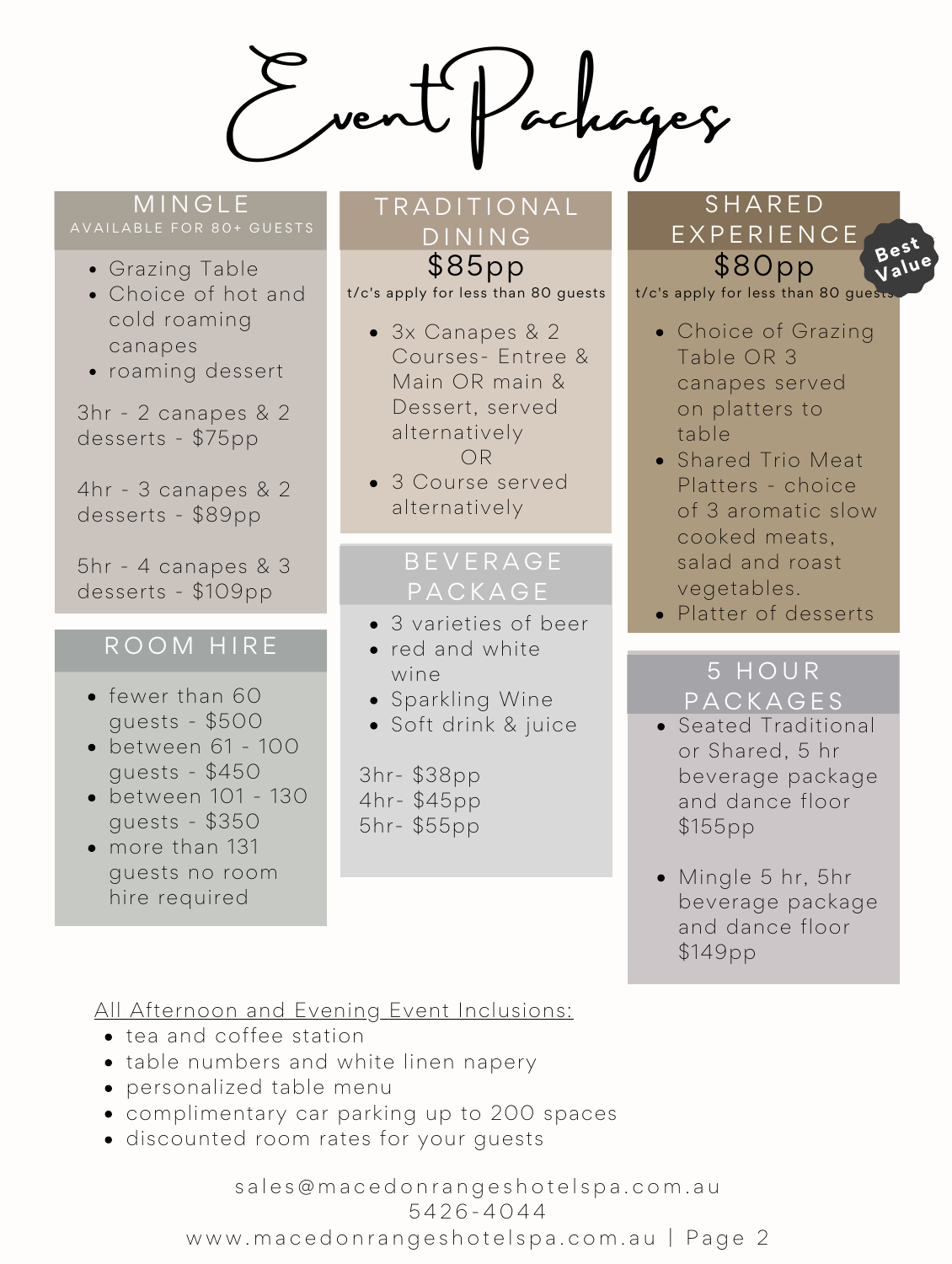# Event Packages

## MINGLE

AVAILABLE FOR 80+ GUESTS

- Grazing Table
- Choice of hot and cold roaming canapes
- roaming dessert

3hr - 2 canapes & 2 desserts - $75pp

4hr - 3 canapes & 2 desserts - $89pp

5hr - 4 canapes & 3 desserts - $109pp

## ROOM HIRE

- fewer than 60 guests - $500
- between 61 - 100 guests - $450
- between 101 - 130 guests - $350
- more than 131 guests no room hire required

## TRADITIONAL DINING

$85pp

t/c's apply for less than 80 guests

- 3x Canapes & 2 Courses- Entree & Main OR main & Dessert, served alternatively

OR

- 3 Course served alternatively

## BEVERAGE PACKAGE

- 3 varieties of beer
- red and white wine
- Sparkling Wine
- Soft drink & juice

3hr- $38pp
4hr- $45pp
5hr- $55pp

## SHARED EXPERIENCE

$80pp

Best Value

t/c's apply for less than 80 guests

- Choice of Grazing Table OR 3 canapes served on platters to table
- Shared Trio Meat Platters - choice of 3 aromatic slow cooked meats, salad and roast vegetables.
- Platter of desserts

## 5 HOUR PACKAGES

- Seated Traditional or Shared, 5 hr beverage package and dance floor $155pp
- Mingle 5 hr, 5hr beverage package and dance floor $149pp

All Afternoon and Evening Event Inclusions:

- tea and coffee station
- table numbers and white linen napery
- personalized table menu
- complimentary car parking up to 200 spaces
- discounted room rates for your guests

sales@macedonrangeshotelspa.com.au
5426-4044
www.macedonrangeshotelspa.com.au